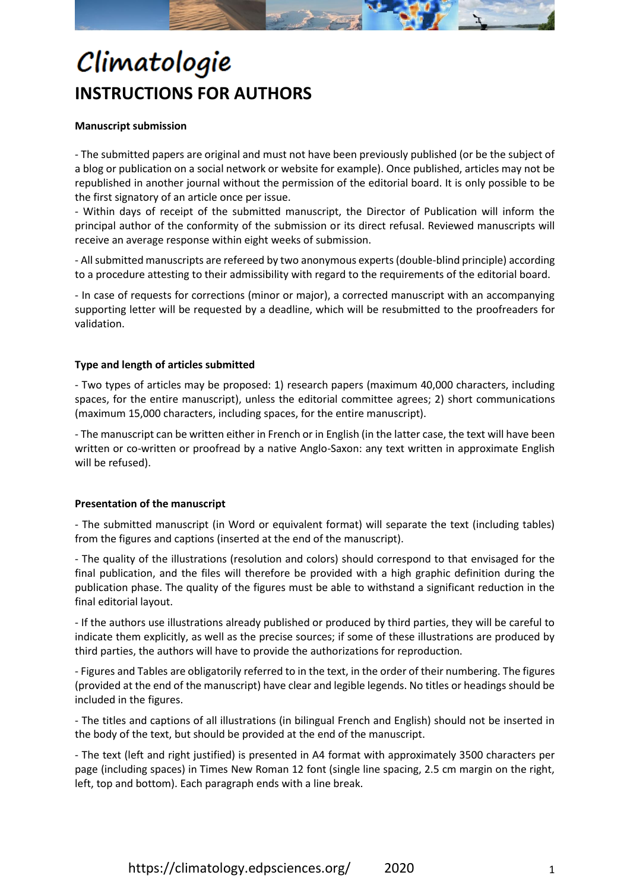# Climatologie

## INSTRUCTIONS FOR AUTHORS

**Manuscript submission**

- The submitted papers are original and must not have been previously published (or be the subject of a blog or publication on a social network or website for example). Once published, articles may not be republished in another journal without the permission of the editorial board. It is only possible to be the first signatory of an article once per issue.
- Within days of receipt of the submitted manuscript, the Director of Publication will inform the principal author of the conformity of the submission or its direct refusal. Reviewed manuscripts will receive an average response within eight weeks of submission.

- All submitted manuscripts are refereed by two anonymous experts (double-blind principle) according to a procedure attesting to their admissibility with regard to the requirements of the editorial board.

- In case of requests for corrections (minor or major), a corrected manuscript with an accompanying supporting letter will be requested by a deadline, which will be resubmitted to the proofreaders for validation.

**Type and length of articles submitted**

- Two types of articles may be proposed: 1) research papers (maximum 40,000 characters, including spaces, for the entire manuscript), unless the editorial committee agrees; 2) short communications (maximum 15,000 characters, including spaces, for the entire manuscript).

- The manuscript can be written either in French or in English (in the latter case, the text will have been written or co-written or proofread by a native Anglo-Saxon: any text written in approximate English will be refused).

**Presentation of the manuscript**

- The submitted manuscript (in Word or equivalent format) will separate the text (including tables) from the figures and captions (inserted at the end of the manuscript).

- The quality of the illustrations (resolution and colors) should correspond to that envisaged for the final publication, and the files will therefore be provided with a high graphic definition during the publication phase. The quality of the figures must be able to withstand a significant reduction in the final editorial layout.

- If the authors use illustrations already published or produced by third parties, they will be careful to indicate them explicitly, as well as the precise sources; if some of these illustrations are produced by third parties, the authors will have to provide the authorizations for reproduction.

- Figures and Tables are obligatorily referred to in the text, in the order of their numbering. The figures (provided at the end of the manuscript) have clear and legible legends. No titles or headings should be included in the figures.

- The titles and captions of all illustrations (in bilingual French and English) should not be inserted in the body of the text, but should be provided at the end of the manuscript.

- The text (left and right justified) is presented in A4 format with approximately 3500 characters per page (including spaces) in Times New Roman 12 font (single line spacing, 2.5 cm margin on the right, left, top and bottom). Each paragraph ends with a line break.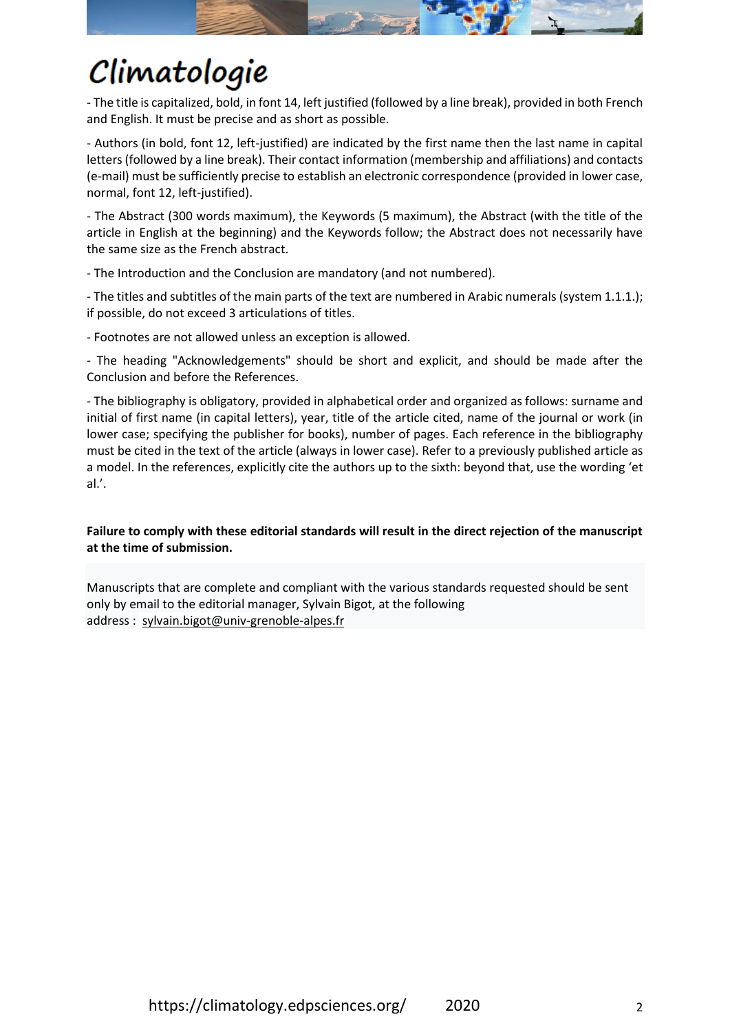- The title is capitalized, bold, in font 14, left justified (followed by a line break), provided in both French and English. It must be precise and as short as possible.

- Authors (in bold, font 12, left-justified) are indicated by the first name then the last name in capital letters (followed by a line break). Their contact information (membership and affiliations) and contacts (e-mail) must be sufficiently precise to establish an electronic correspondence (provided in lower case, normal, font 12, left-justified).

- The Abstract (300 words maximum), the Keywords (5 maximum), the Abstract (with the title of the article in English at the beginning) and the Keywords follow; the Abstract does not necessarily have the same size as the French abstract.

- The Introduction and the Conclusion are mandatory (and not numbered).

- The titles and subtitles of the main parts of the text are numbered in Arabic numerals (system 1.1.1.); if possible, do not exceed 3 articulations of titles.

- Footnotes are not allowed unless an exception is allowed.

- The heading "Acknowledgements" should be short and explicit, and should be made after the Conclusion and before the References.

- The bibliography is obligatory, provided in alphabetical order and organized as follows: surname and initial of first name (in capital letters), year, title of the article cited, name of the journal or work (in lower case; specifying the publisher for books), number of pages. Each reference in the bibliography must be cited in the text of the article (always in lower case). Refer to a previously published article as a model. In the references, explicitly cite the authors up to the sixth: beyond that, use the wording 'et al.'.

**Failure to comply with these editorial standards will result in the direct rejection of the manuscript at the time of submission.**

Manuscripts that are complete and compliant with the various standards requested should be sent only by email to the editorial manager, Sylvain Bigot, at the following address : sylvain.bigot@univ-grenoble-alpes.fr